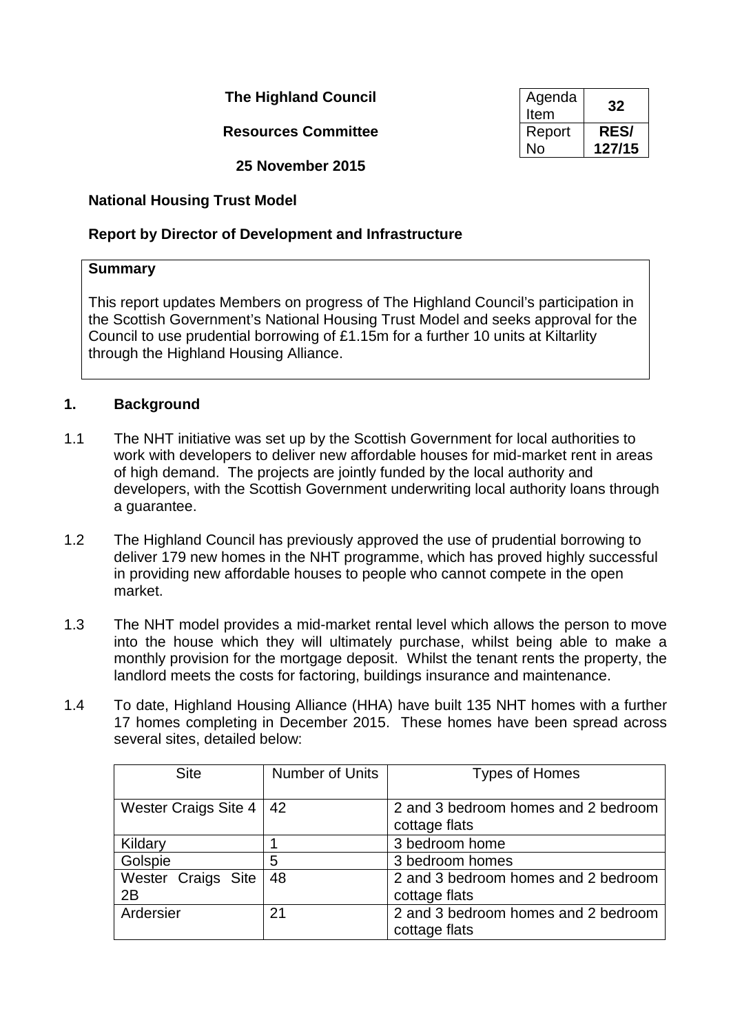**The Highland Council**

**Resources Committee**

**25 November 2015**

| Agenda Item | **32** |
|---|---|
| Report No | **RES/ 127/15** |

**National Housing Trust Model**

**Report by Director of Development and Infrastructure**

**Summary**

This report updates Members on progress of The Highland Council's participation in the Scottish Government's National Housing Trust Model and seeks approval for the Council to use prudential borrowing of £1.15m for a further 10 units at Kiltarlity through the Highland Housing Alliance.

## 1. Background

1.1 The NHT initiative was set up by the Scottish Government for local authorities to work with developers to deliver new affordable houses for mid-market rent in areas of high demand. The projects are jointly funded by the local authority and developers, with the Scottish Government underwriting local authority loans through a guarantee.

1.2 The Highland Council has previously approved the use of prudential borrowing to deliver 179 new homes in the NHT programme, which has proved highly successful in providing new affordable houses to people who cannot compete in the open market.

1.3 The NHT model provides a mid-market rental level which allows the person to move into the house which they will ultimately purchase, whilst being able to make a monthly provision for the mortgage deposit. Whilst the tenant rents the property, the landlord meets the costs for factoring, buildings insurance and maintenance.

1.4 To date, Highland Housing Alliance (HHA) have built 135 NHT homes with a further 17 homes completing in December 2015. These homes have been spread across several sites, detailed below:

| Site | Number of Units | Types of Homes |
|---|---|---|
| Wester Craigs Site 4 | 42 | 2 and 3 bedroom homes and 2 bedroom cottage flats |
| Kildary | 1 | 3 bedroom home |
| Golspie | 5 | 3 bedroom homes |
| Wester Craigs Site 2B | 48 | 2 and 3 bedroom homes and 2 bedroom cottage flats |
| Ardersier | 21 | 2 and 3 bedroom homes and 2 bedroom cottage flats |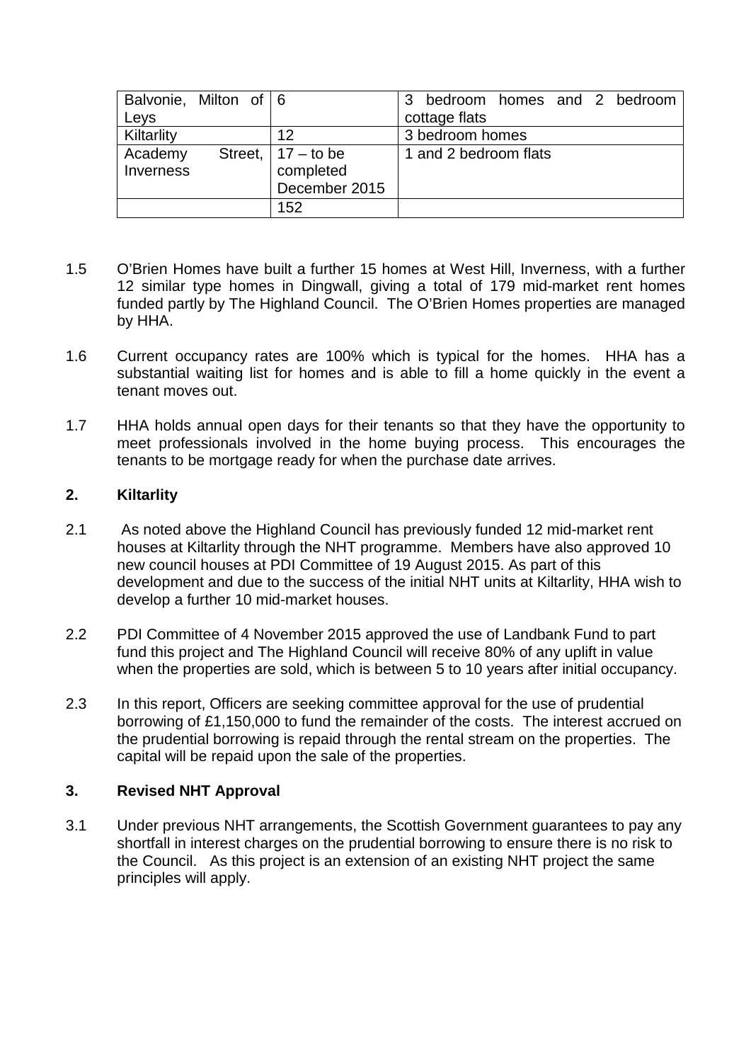| Balvonie, Milton of Leys | 6 | 3 bedroom homes and 2 bedroom cottage flats |
|---|---|---|
| Kiltarlity | 12 | 3 bedroom homes |
| Academy Street, Inverness | 17 – to be completed December 2015 | 1 and 2 bedroom flats |
| | 152 | |

1.5 O'Brien Homes have built a further 15 homes at West Hill, Inverness, with a further 12 similar type homes in Dingwall, giving a total of 179 mid-market rent homes funded partly by The Highland Council. The O'Brien Homes properties are managed by HHA.

1.6 Current occupancy rates are 100% which is typical for the homes. HHA has a substantial waiting list for homes and is able to fill a home quickly in the event a tenant moves out.

1.7 HHA holds annual open days for their tenants so that they have the opportunity to meet professionals involved in the home buying process. This encourages the tenants to be mortgage ready for when the purchase date arrives.

## 2. Kiltarlity

2.1 As noted above the Highland Council has previously funded 12 mid-market rent houses at Kiltarlity through the NHT programme. Members have also approved 10 new council houses at PDI Committee of 19 August 2015. As part of this development and due to the success of the initial NHT units at Kiltarlity, HHA wish to develop a further 10 mid-market houses.

2.2 PDI Committee of 4 November 2015 approved the use of Landbank Fund to part fund this project and The Highland Council will receive 80% of any uplift in value when the properties are sold, which is between 5 to 10 years after initial occupancy.

2.3 In this report, Officers are seeking committee approval for the use of prudential borrowing of £1,150,000 to fund the remainder of the costs. The interest accrued on the prudential borrowing is repaid through the rental stream on the properties. The capital will be repaid upon the sale of the properties.

## 3. Revised NHT Approval

3.1 Under previous NHT arrangements, the Scottish Government guarantees to pay any shortfall in interest charges on the prudential borrowing to ensure there is no risk to the Council. As this project is an extension of an existing NHT project the same principles will apply.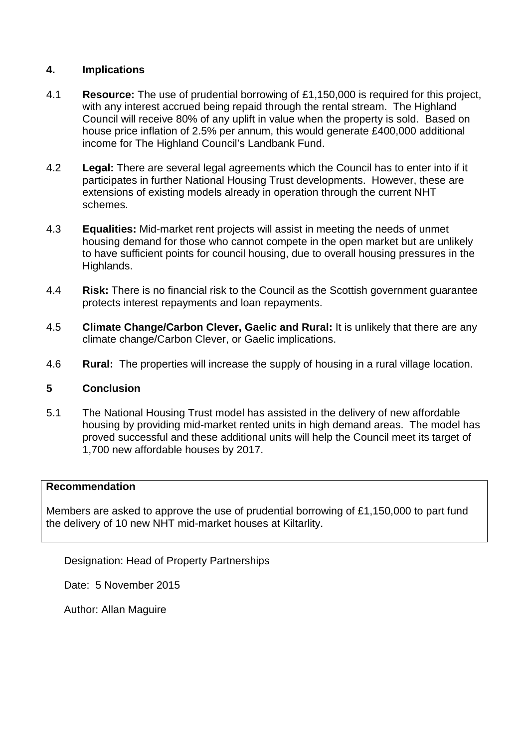## 4. Implications

4.1 **Resource:** The use of prudential borrowing of £1,150,000 is required for this project, with any interest accrued being repaid through the rental stream. The Highland Council will receive 80% of any uplift in value when the property is sold. Based on house price inflation of 2.5% per annum, this would generate £400,000 additional income for The Highland Council's Landbank Fund.

4.2 **Legal:** There are several legal agreements which the Council has to enter into if it participates in further National Housing Trust developments. However, these are extensions of existing models already in operation through the current NHT schemes.

4.3 **Equalities:** Mid-market rent projects will assist in meeting the needs of unmet housing demand for those who cannot compete in the open market but are unlikely to have sufficient points for council housing, due to overall housing pressures in the Highlands.

4.4 **Risk:** There is no financial risk to the Council as the Scottish government guarantee protects interest repayments and loan repayments.

4.5 **Climate Change/Carbon Clever, Gaelic and Rural:** It is unlikely that there are any climate change/Carbon Clever, or Gaelic implications.

4.6 **Rural:** The properties will increase the supply of housing in a rural village location.

## 5 Conclusion

5.1 The National Housing Trust model has assisted in the delivery of new affordable housing by providing mid-market rented units in high demand areas. The model has proved successful and these additional units will help the Council meet its target of 1,700 new affordable houses by 2017.

**Recommendation**

Members are asked to approve the use of prudential borrowing of £1,150,000 to part fund the delivery of 10 new NHT mid-market houses at Kiltarlity.

Designation: Head of Property Partnerships

Date: 5 November 2015

Author: Allan Maguire